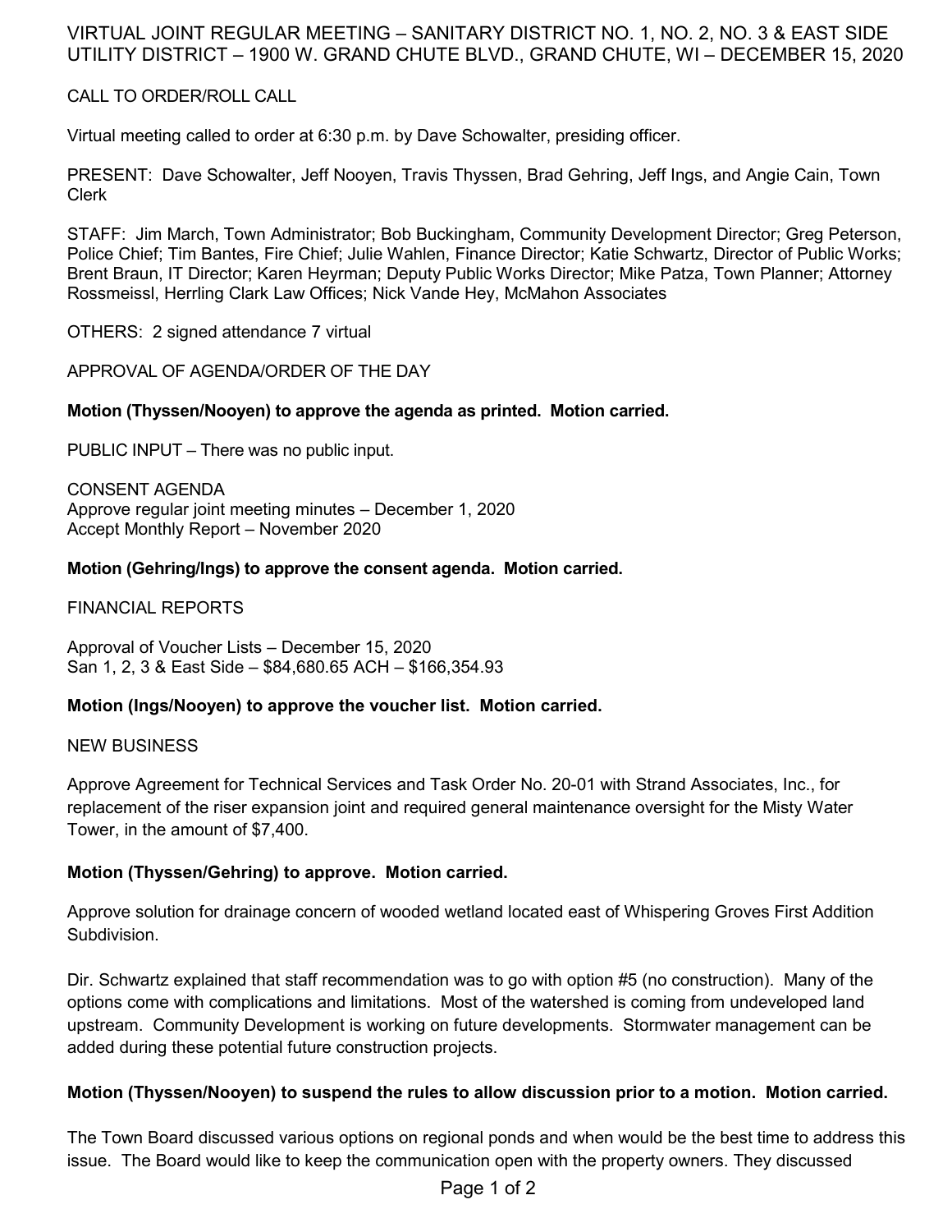# VIRTUAL JOINT REGULAR MEETING – SANITARY DISTRICT NO. 1, NO. 2, NO. 3 & EAST SIDE UTILITY DISTRICT – 1900 W. GRAND CHUTE BLVD., GRAND CHUTE, WI – DECEMBER 15, 2020

CALL TO ORDER/ROLL CALL

Virtual meeting called to order at 6:30 p.m. by Dave Schowalter, presiding officer.

PRESENT: Dave Schowalter, Jeff Nooyen, Travis Thyssen, Brad Gehring, Jeff Ings, and Angie Cain, Town Clerk

STAFF: Jim March, Town Administrator; Bob Buckingham, Community Development Director; Greg Peterson, Police Chief; Tim Bantes, Fire Chief; Julie Wahlen, Finance Director; Katie Schwartz, Director of Public Works; Brent Braun, IT Director; Karen Heyrman; Deputy Public Works Director; Mike Patza, Town Planner; Attorney Rossmeissl, Herrling Clark Law Offices; Nick Vande Hey, McMahon Associates

OTHERS: 2 signed attendance 7 virtual

APPROVAL OF AGENDA/ORDER OF THE DAY

**Motion (Thyssen/Nooyen) to approve the agenda as printed. Motion carried.**

PUBLIC INPUT – There was no public input.

CONSENT AGENDA
Approve regular joint meeting minutes – December 1, 2020
Accept Monthly Report – November 2020

**Motion (Gehring/Ings) to approve the consent agenda. Motion carried.**

FINANCIAL REPORTS

Approval of Voucher Lists – December 15, 2020
San 1, 2, 3 & East Side – $84,680.65 ACH – $166,354.93

**Motion (Ings/Nooyen) to approve the voucher list. Motion carried.**

NEW BUSINESS

Approve Agreement for Technical Services and Task Order No. 20-01 with Strand Associates, Inc., for replacement of the riser expansion joint and required general maintenance oversight for the Misty Water Tower, in the amount of $7,400.

**Motion (Thyssen/Gehring) to approve. Motion carried.**

Approve solution for drainage concern of wooded wetland located east of Whispering Groves First Addition Subdivision.

Dir. Schwartz explained that staff recommendation was to go with option #5 (no construction). Many of the options come with complications and limitations. Most of the watershed is coming from undeveloped land upstream. Community Development is working on future developments. Stormwater management can be added during these potential future construction projects.

**Motion (Thyssen/Nooyen) to suspend the rules to allow discussion prior to a motion. Motion carried.**

The Town Board discussed various options on regional ponds and when would be the best time to address this issue. The Board would like to keep the communication open with the property owners. They discussed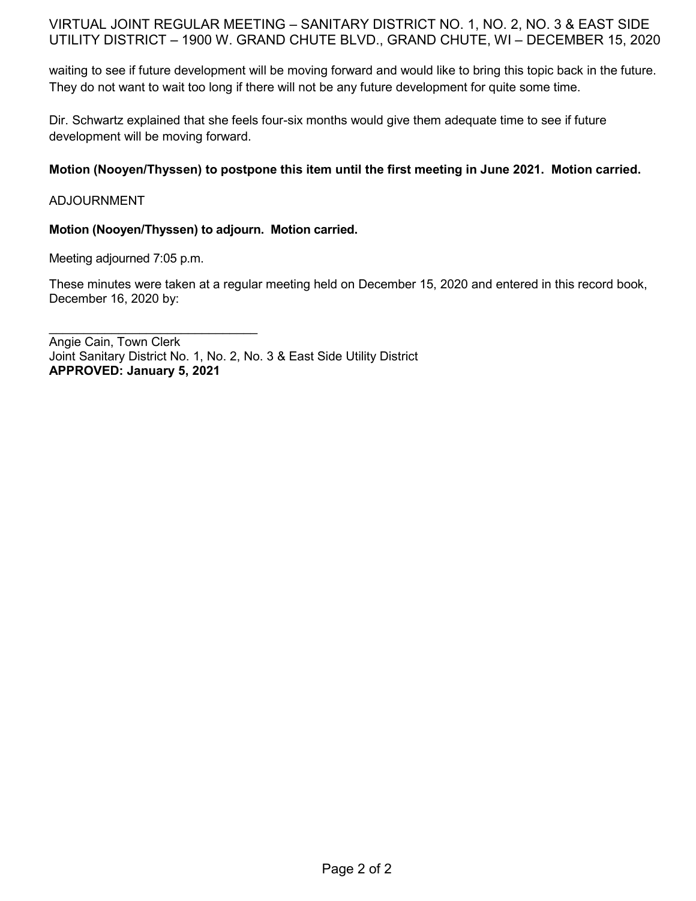waiting to see if future development will be moving forward and would like to bring this topic back in the future. They do not want to wait too long if there will not be any future development for quite some time.

Dir. Schwartz explained that she feels four-six months would give them adequate time to see if future development will be moving forward.

**Motion (Nooyen/Thyssen) to postpone this item until the first meeting in June 2021. Motion carried.**

ADJOURNMENT

**Motion (Nooyen/Thyssen) to adjourn. Motion carried.**

Meeting adjourned 7:05 p.m.

These minutes were taken at a regular meeting held on December 15, 2020 and entered in this record book, December 16, 2020 by:

_______________________________
Angie Cain, Town Clerk
Joint Sanitary District No. 1, No. 2, No. 3 & East Side Utility District
**APPROVED: January 5, 2021**